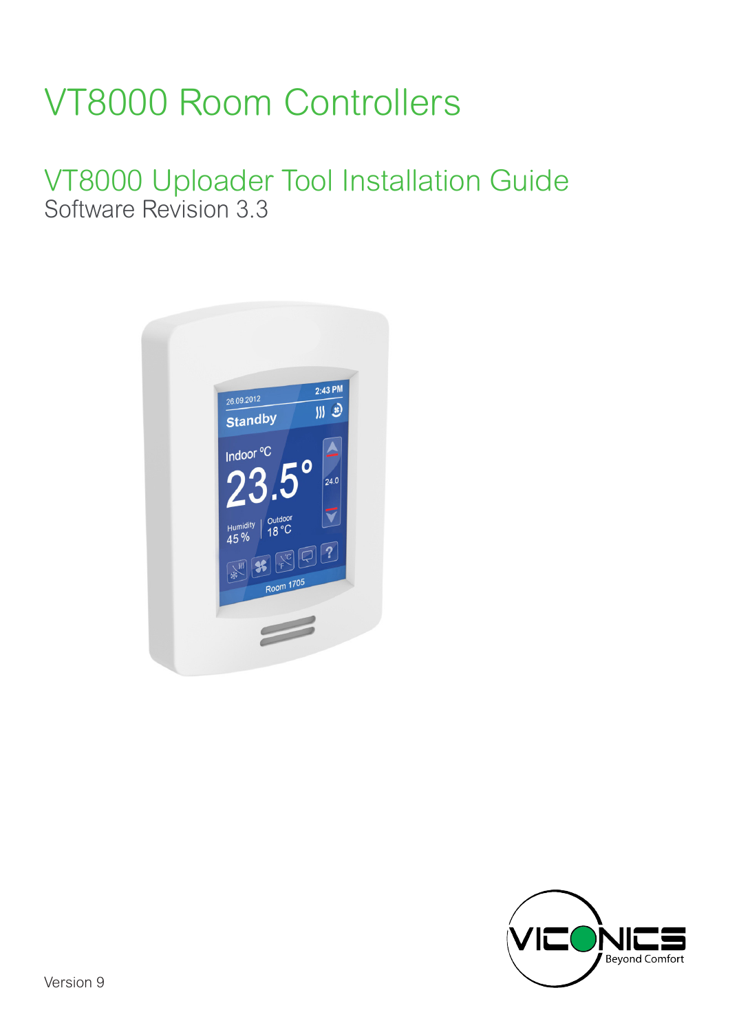# VT8000 Room Controllers

## VT8000 Uploader Tool Installation Guide

Software Revision 3.3

Version 9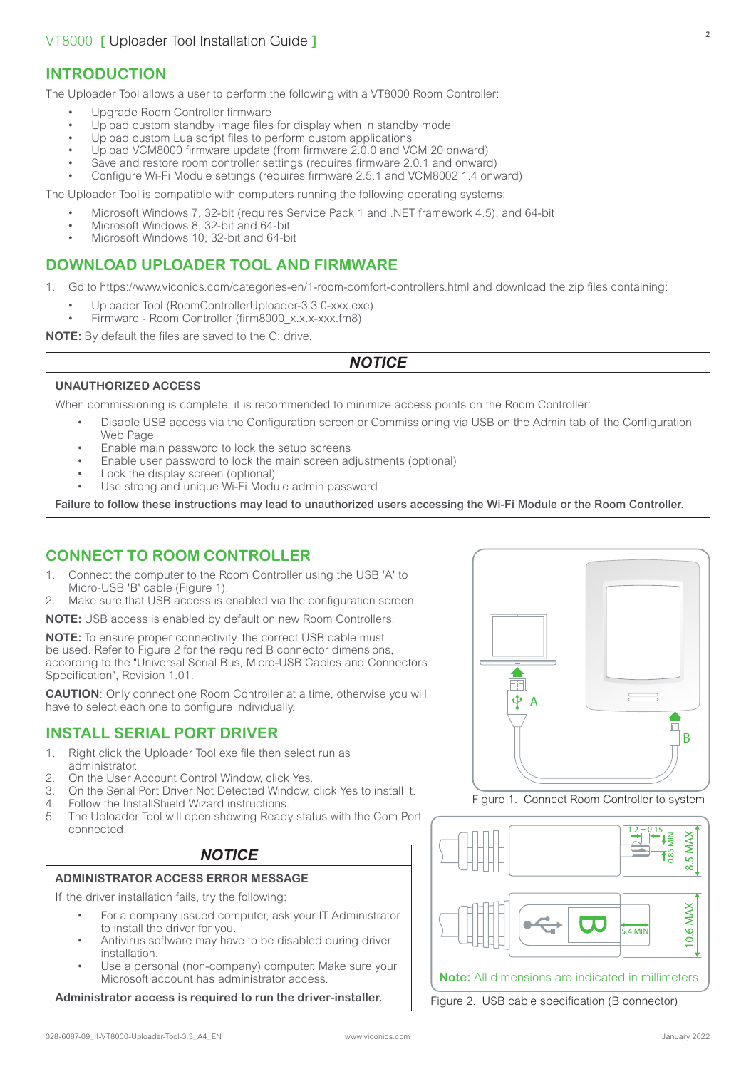## INTRODUCTION

The Uploader Tool allows a user to perform the following with a VT8000 Room Controller:

- Upgrade Room Controller firmware
- Upload custom standby image files for display when in standby mode
- Upload custom Lua script files to perform custom applications
- Upload VCM8000 firmware update (from firmware 2.0.0 and VCM 20 onward)
- Save and restore room controller settings (requires firmware 2.0.1 and onward)
- Configure Wi-Fi Module settings (requires firmware 2.5.1 and VCM8002 1.4 onward)

The Uploader Tool is compatible with computers running the following operating systems:

- Microsoft Windows 7, 32-bit (requires Service Pack 1 and .NET framework 4.5), and 64-bit
- Microsoft Windows 8, 32-bit and 64-bit
- Microsoft Windows 10, 32-bit and 64-bit

## DOWNLOAD UPLOADER TOOL AND FIRMWARE

1. Go to https://www.viconics.com/categories-en/1-room-comfort-controllers.html and download the zip files containing:
   - Uploader Tool (RoomControllerUploader-3.3.0-xxx.exe)
   - Firmware - Room Controller (firm8000_x.x.x-xxx.fm8)

**NOTE:** By default the files are saved to the C: drive.

> ***NOTICE***
>
> **UNAUTHORIZED ACCESS**
>
> When commissioning is complete, it is recommended to minimize access points on the Room Controller:
>
> - Disable USB access via the Configuration screen or Commissioning via USB on the Admin tab of the Configuration Web Page
> - Enable main password to lock the setup screens
> - Enable user password to lock the main screen adjustments (optional)
> - Lock the display screen (optional)
> - Use strong and unique Wi-Fi Module admin password
>
> **Failure to follow these instructions may lead to unauthorized users accessing the Wi-Fi Module or the Room Controller.**

## CONNECT TO ROOM CONTROLLER

1. Connect the computer to the Room Controller using the USB 'A' to Micro-USB 'B' cable (Figure 1).
2. Make sure that USB access is enabled via the configuration screen.

**NOTE:** USB access is enabled by default on new Room Controllers.

**NOTE:** To ensure proper connectivity, the correct USB cable must be used. Refer to Figure 2 for the required B connector dimensions, according to the "Universal Serial Bus, Micro-USB Cables and Connectors Specification", Revision 1.01.

**CAUTION**: Only connect one Room Controller at a time, otherwise you will have to select each one to configure individually.

Figure 1. Connect Room Controller to system

**Note:** All dimensions are indicated in millimeters.

Figure 2. USB cable specification (B connector)

## INSTALL SERIAL PORT DRIVER

1. Right click the Uploader Tool exe file then select run as administrator.
2. On the User Account Control Window, click Yes.
3. On the Serial Port Driver Not Detected Window, click Yes to install it.
4. Follow the InstallShield Wizard instructions.
5. The Uploader Tool will open showing Ready status with the Com Port connected.

> ***NOTICE***
>
> **ADMINISTRATOR ACCESS ERROR MESSAGE**
>
> If the driver installation fails, try the following:
>
> - For a company issued computer, ask your IT Administrator to install the driver for you.
> - Antivirus software may have to be disabled during driver installation.
> - Use a personal (non-company) computer. Make sure your Microsoft account has administrator access.
>
> **Administrator access is required to run the driver-installer.**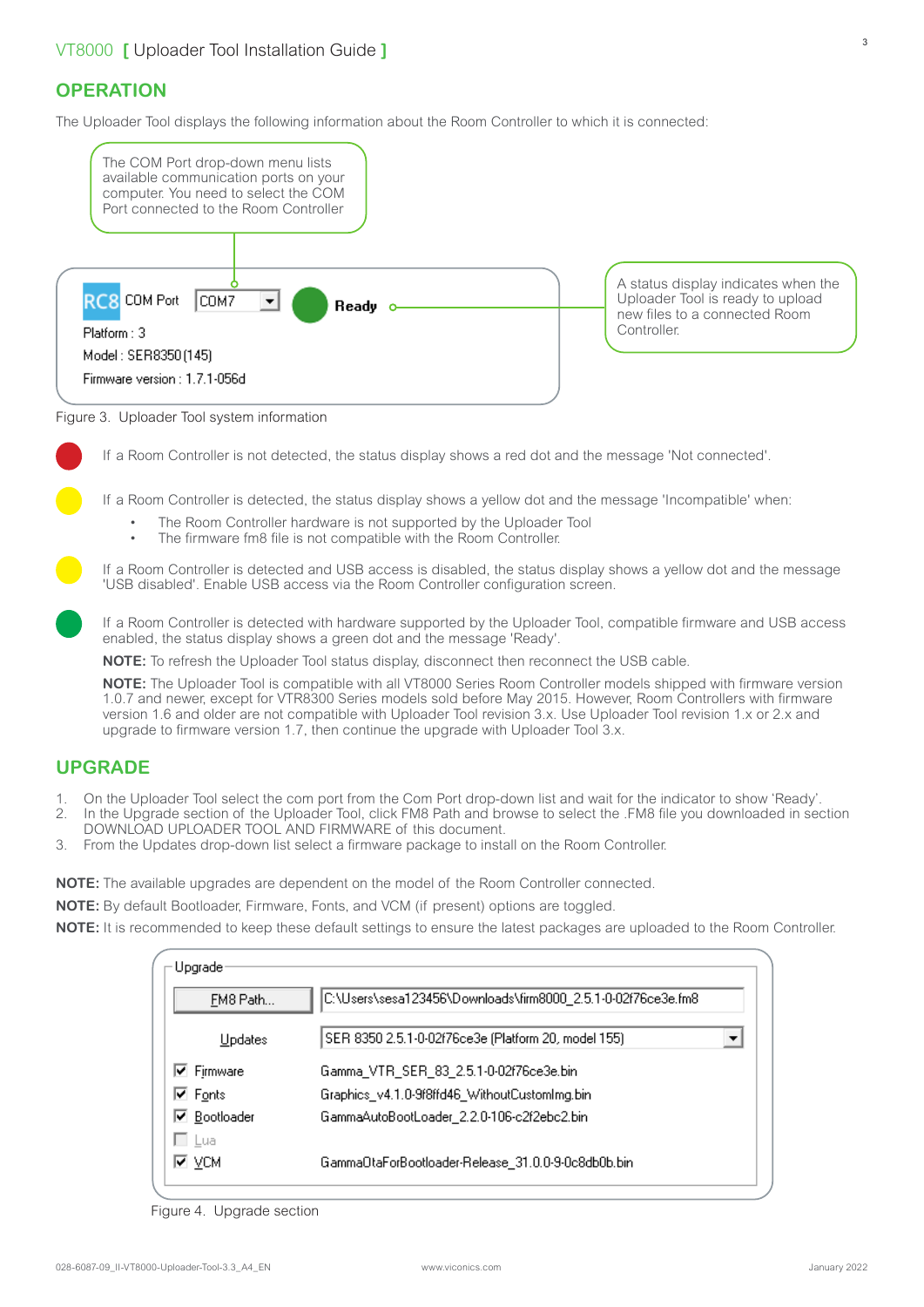## OPERATION

The Uploader Tool displays the following information about the Room Controller to which it is connected:

The COM Port drop-down menu lists available communication ports on your computer. You need to select the COM Port connected to the Room Controller

RC8 COM Port COM7 Ready

Platform : 3

Model : SER8350 (145)

Firmware version : 1.7.1-056d

A status display indicates when the Uploader Tool is ready to upload new files to a connected Room Controller.

Figure 3. Uploader Tool system information

If a Room Controller is not detected, the status display shows a red dot and the message 'Not connected'.

If a Room Controller is detected, the status display shows a yellow dot and the message 'Incompatible' when:

- The Room Controller hardware is not supported by the Uploader Tool
- The firmware fm8 file is not compatible with the Room Controller.

If a Room Controller is detected and USB access is disabled, the status display shows a yellow dot and the message 'USB disabled'. Enable USB access via the Room Controller configuration screen.

If a Room Controller is detected with hardware supported by the Uploader Tool, compatible firmware and USB access enabled, the status display shows a green dot and the message 'Ready'.

**NOTE:** To refresh the Uploader Tool status display, disconnect then reconnect the USB cable.

**NOTE:** The Uploader Tool is compatible with all VT8000 Series Room Controller models shipped with firmware version 1.0.7 and newer, except for VTR8300 Series models sold before May 2015. However, Room Controllers with firmware version 1.6 and older are not compatible with Uploader Tool revision 3.x. Use Uploader Tool revision 1.x or 2.x and upgrade to firmware version 1.7, then continue the upgrade with Uploader Tool 3.x.

## UPGRADE

1. On the Uploader Tool select the com port from the Com Port drop-down list and wait for the indicator to show 'Ready'.
2. In the Upgrade section of the Uploader Tool, click FM8 Path and browse to select the .FM8 file you downloaded in section DOWNLOAD UPLOADER TOOL AND FIRMWARE of this document.
3. From the Updates drop-down list select a firmware package to install on the Room Controller.

**NOTE:** The available upgrades are dependent on the model of the Room Controller connected.

**NOTE:** By default Bootloader, Firmware, Fonts, and VCM (if present) options are toggled.

**NOTE:** It is recommended to keep these default settings to ensure the latest packages are uploaded to the Room Controller.

Upgrade

| | |
|---|---|
| FM8 Path... | C:\Users\sesa123456\Downloads\firm8000_2.5.1-0-02f76ce3e.fm8 |
| Updates | SER 8350 2.5.1-0-02f76ce3e (Platform 20, model 155) |
| ☑ Firmware | Gamma_VTR_SER_83_2.5.1-0-02f76ce3e.bin |
| ☑ Fonts | Graphics_v4.1.0-9f8ffd46_WithoutCustomImg.bin |
| ☑ Bootloader | GammaAutoBootLoader_2.2.0-106-c2f2ebc2.bin |
| ☐ Lua | |
| ☑ VCM | GammaOtaForBootloader-Release_31.0.0-9-0c8db0b.bin |

Figure 4. Upgrade section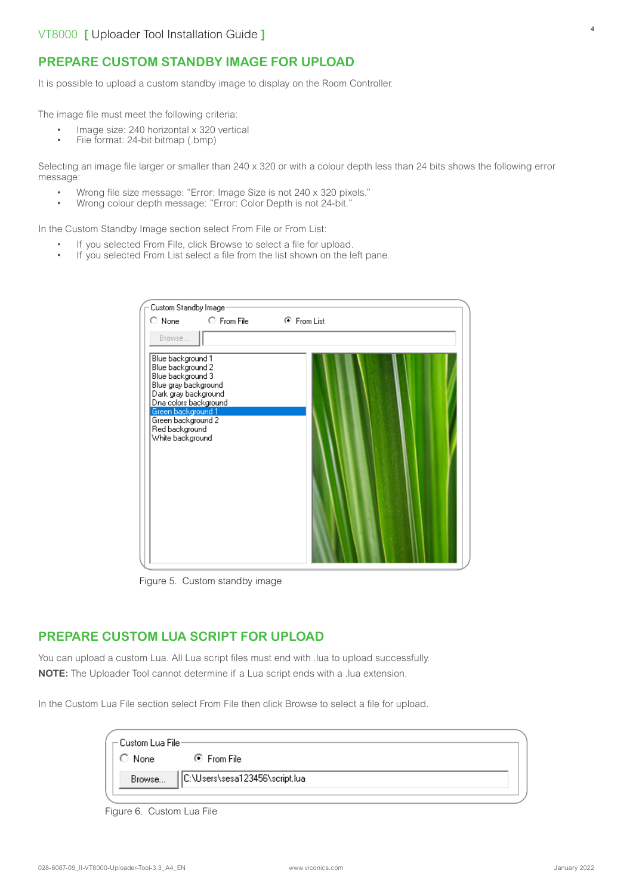## PREPARE CUSTOM STANDBY IMAGE FOR UPLOAD

It is possible to upload a custom standby image to display on the Room Controller.

The image file must meet the following criteria:

- Image size: 240 horizontal x 320 vertical
- File format: 24-bit bitmap (.bmp)

Selecting an image file larger or smaller than 240 x 320 or with a colour depth less than 24 bits shows the following error message:

- Wrong file size message: "Error: Image Size is not 240 x 320 pixels."
- Wrong colour depth message: "Error: Color Depth is not 24-bit."

In the Custom Standby Image section select From File or From List:

- If you selected From File, click Browse to select a file for upload.
- If you selected From List select a file from the list shown on the left pane.

Figure 5. Custom standby image

## PREPARE CUSTOM LUA SCRIPT FOR UPLOAD

You can upload a custom Lua. All Lua script files must end with .lua to upload successfully.

**NOTE:** The Uploader Tool cannot determine if a Lua script ends with a .lua extension.

In the Custom Lua File section select From File then click Browse to select a file for upload.

Figure 6. Custom Lua File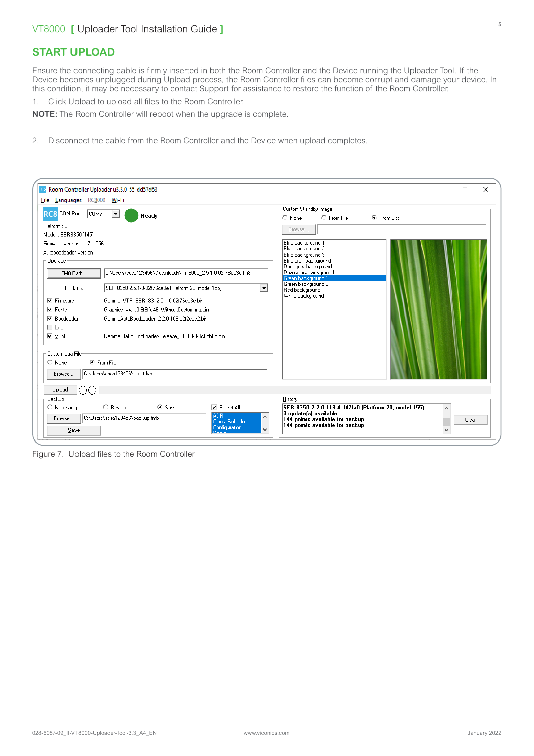## START UPLOAD

Ensure the connecting cable is firmly inserted in both the Room Controller and the Device running the Uploader Tool. If the Device becomes unplugged during Upload process, the Room Controller files can become corrupt and damage your device. In this condition, it may be necessary to contact Support for assistance to restore the function of the Room Controller.

1. Click Upload to upload all files to the Room Controller.

**NOTE:** The Room Controller will reboot when the upgrade is complete.

2. Disconnect the cable from the Room Controller and the Device when upload completes.

Figure 7. Upload files to the Room Controller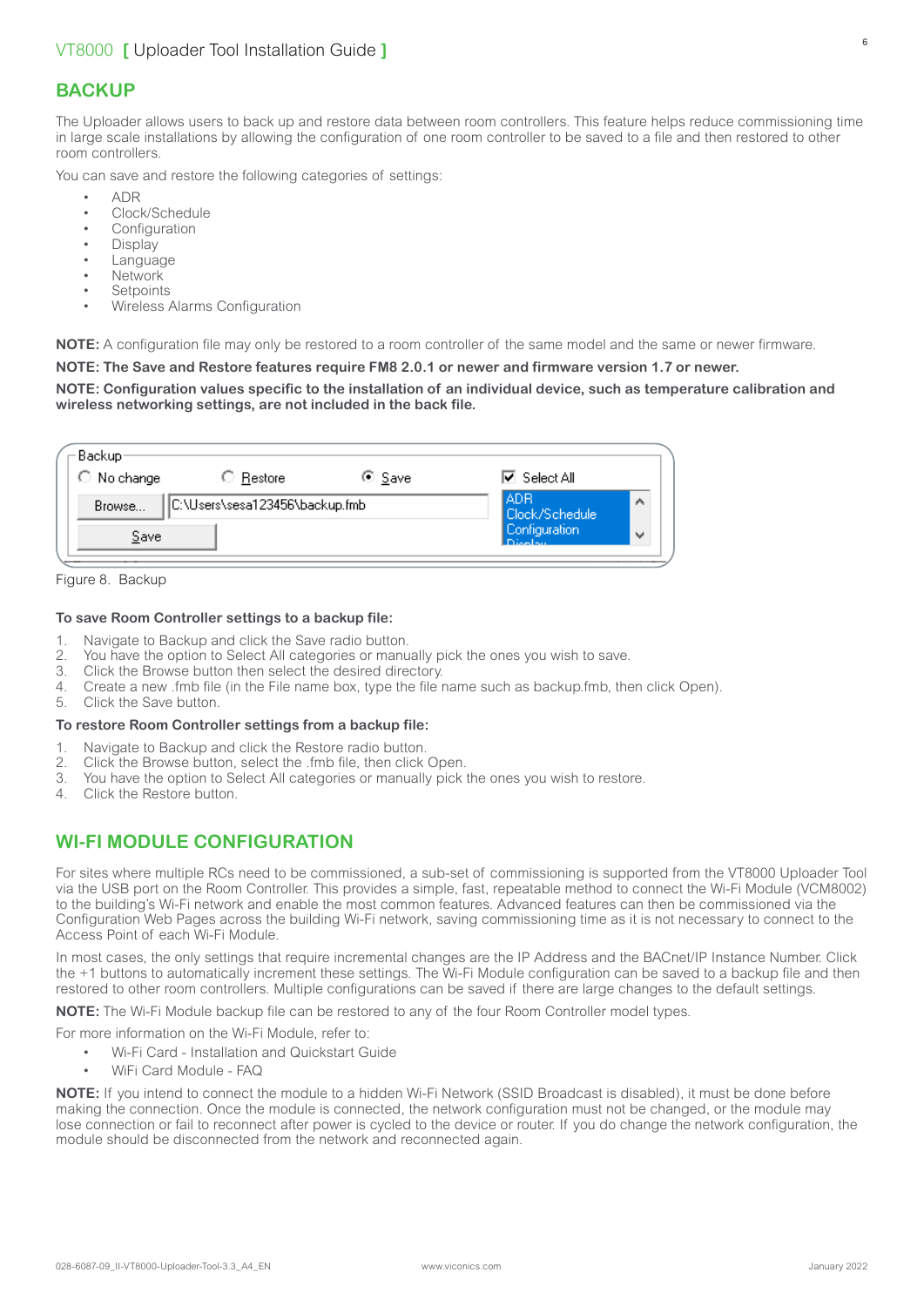## BACKUP

The Uploader allows users to back up and restore data between room controllers. This feature helps reduce commissioning time in large scale installations by allowing the configuration of one room controller to be saved to a file and then restored to other room controllers.

You can save and restore the following categories of settings:

- ADR
- Clock/Schedule
- Configuration
- Display
- Language
- Network
- Setpoints
- Wireless Alarms Configuration

**NOTE:** A configuration file may only be restored to a room controller of the same model and the same or newer firmware.

**NOTE: The Save and Restore features require FM8 2.0.1 or newer and firmware version 1.7 or newer.**

**NOTE: Configuration values specific to the installation of an individual device, such as temperature calibration and wireless networking settings, are not included in the back file.**

Figure 8. Backup

**To save Room Controller settings to a backup file:**

1. Navigate to Backup and click the Save radio button.
2. You have the option to Select All categories or manually pick the ones you wish to save.
3. Click the Browse button then select the desired directory.
4. Create a new .fmb file (in the File name box, type the file name such as backup.fmb, then click Open).
5. Click the Save button.

**To restore Room Controller settings from a backup file:**

1. Navigate to Backup and click the Restore radio button.
2. Click the Browse button, select the .fmb file, then click Open.
3. You have the option to Select All categories or manually pick the ones you wish to restore.
4. Click the Restore button.

## WI-FI MODULE CONFIGURATION

For sites where multiple RCs need to be commissioned, a sub-set of commissioning is supported from the VT8000 Uploader Tool via the USB port on the Room Controller. This provides a simple, fast, repeatable method to connect the Wi-Fi Module (VCM8002) to the building's Wi-Fi network and enable the most common features. Advanced features can then be commissioned via the Configuration Web Pages across the building Wi-Fi network, saving commissioning time as it is not necessary to connect to the Access Point of each Wi-Fi Module.

In most cases, the only settings that require incremental changes are the IP Address and the BACnet/IP Instance Number. Click the +1 buttons to automatically increment these settings. The Wi-Fi Module configuration can be saved to a backup file and then restored to other room controllers. Multiple configurations can be saved if there are large changes to the default settings.

**NOTE:** The Wi-Fi Module backup file can be restored to any of the four Room Controller model types.

For more information on the Wi-Fi Module, refer to:

- Wi-Fi Card - Installation and Quickstart Guide
- WiFi Card Module - FAQ

**NOTE:** If you intend to connect the module to a hidden Wi-Fi Network (SSID Broadcast is disabled), it must be done before making the connection. Once the module is connected, the network configuration must not be changed, or the module may lose connection or fail to reconnect after power is cycled to the device or router. If you do change the network configuration, the module should be disconnected from the network and reconnected again.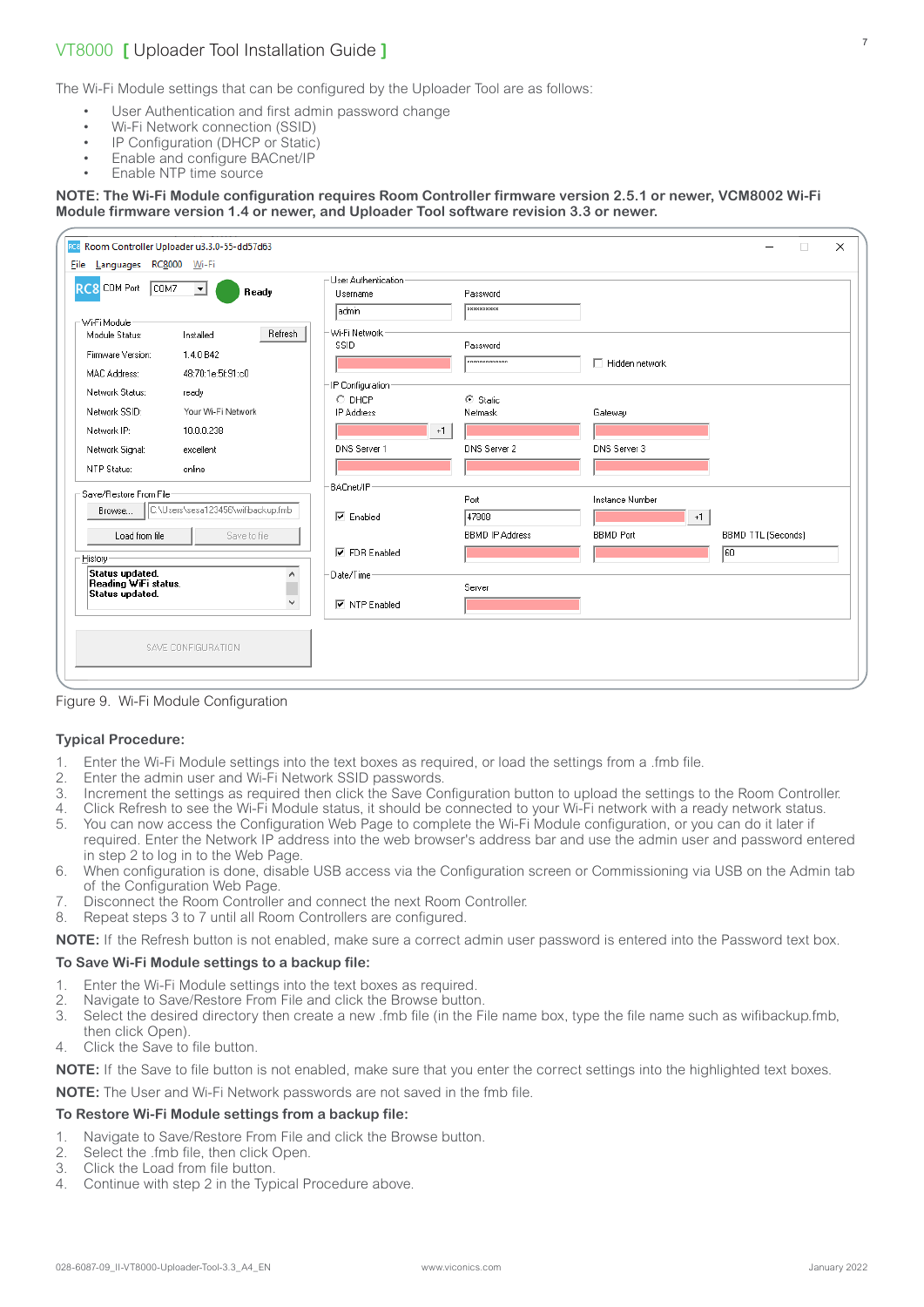The Wi-Fi Module settings that can be configured by the Uploader Tool are as follows:

- User Authentication and first admin password change
- Wi-Fi Network connection (SSID)
- IP Configuration (DHCP or Static)
- Enable and configure BACnet/IP
- Enable NTP time source

**NOTE: The Wi-Fi Module configuration requires Room Controller firmware version 2.5.1 or newer, VCM8002 Wi-Fi Module firmware version 1.4 or newer, and Uploader Tool software revision 3.3 or newer.**

Figure 9. Wi-Fi Module Configuration

### Typical Procedure:

1. Enter the Wi-Fi Module settings into the text boxes as required, or load the settings from a .fmb file.
2. Enter the admin user and Wi-Fi Network SSID passwords.
3. Increment the settings as required then click the Save Configuration button to upload the settings to the Room Controller.
4. Click Refresh to see the Wi-Fi Module status, it should be connected to your Wi-Fi network with a ready network status.
5. You can now access the Configuration Web Page to complete the Wi-Fi Module configuration, or you can do it later if required. Enter the Network IP address into the web browser's address bar and use the admin user and password entered in step 2 to log in to the Web Page.
6. When configuration is done, disable USB access via the Configuration screen or Commissioning via USB on the Admin tab of the Configuration Web Page.
7. Disconnect the Room Controller and connect the next Room Controller.
8. Repeat steps 3 to 7 until all Room Controllers are configured.

**NOTE:** If the Refresh button is not enabled, make sure a correct admin user password is entered into the Password text box.

### To Save Wi-Fi Module settings to a backup file:

1. Enter the Wi-Fi Module settings into the text boxes as required.
2. Navigate to Save/Restore From File and click the Browse button.
3. Select the desired directory then create a new .fmb file (in the File name box, type the file name such as wifibackup.fmb, then click Open).
4. Click the Save to file button.

**NOTE:** If the Save to file button is not enabled, make sure that you enter the correct settings into the highlighted text boxes.

**NOTE:** The User and Wi-Fi Network passwords are not saved in the fmb file.

### To Restore Wi-Fi Module settings from a backup file:

1. Navigate to Save/Restore From File and click the Browse button.
2. Select the .fmb file, then click Open.
3. Click the Load from file button.
4. Continue with step 2 in the Typical Procedure above.